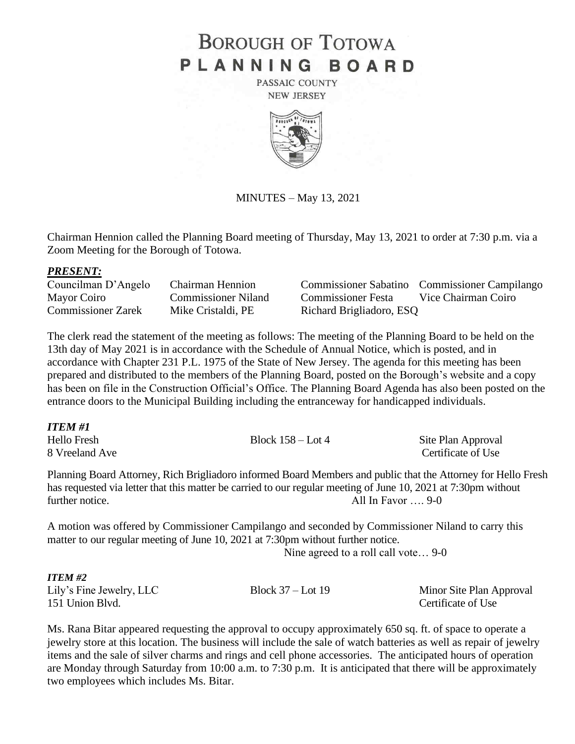# BOROUGH OF TOTOWA
# PLANNING BOARD

PASSAIC COUNTY
NEW JERSEY

MINUTES – May 13, 2021

Chairman Hennion called the Planning Board meeting of Thursday, May 13, 2021 to order at 7:30 p.m. via a Zoom Meeting for the Borough of Totowa.

***PRESENT:***

| | | | |
|---|---|---|---|
| Councilman D'Angelo | Chairman Hennion | Commissioner Sabatino | Commissioner Campilango |
| Mayor Coiro | Commissioner Niland | Commissioner Festa | Vice Chairman Coiro |
| Commissioner Zarek | Mike Cristaldi, PE | Richard Brigliadoro, ESQ | |

The clerk read the statement of the meeting as follows: The meeting of the Planning Board to be held on the 13th day of May 2021 is in accordance with the Schedule of Annual Notice, which is posted, and in accordance with Chapter 231 P.L. 1975 of the State of New Jersey. The agenda for this meeting has been prepared and distributed to the members of the Planning Board, posted on the Borough's website and a copy has been on file in the Construction Official's Office. The Planning Board Agenda has also been posted on the entrance doors to the Municipal Building including the entranceway for handicapped individuals.

***ITEM #1***

Hello Fresh — Block 158 – Lot 4 — Site Plan Approval
8 Vreeland Ave — Certificate of Use

Planning Board Attorney, Rich Brigliadoro informed Board Members and public that the Attorney for Hello Fresh has requested via letter that this matter be carried to our regular meeting of June 10, 2021 at 7:30pm without further notice. All In Favor …. 9-0

A motion was offered by Commissioner Campilango and seconded by Commissioner Niland to carry this matter to our regular meeting of June 10, 2021 at 7:30pm without further notice.

Nine agreed to a roll call vote… 9-0

***ITEM #2***

Lily's Fine Jewelry, LLC — Block 37 – Lot 19 — Minor Site Plan Approval
151 Union Blvd. — Certificate of Use

Ms. Rana Bitar appeared requesting the approval to occupy approximately 650 sq. ft. of space to operate a jewelry store at this location. The business will include the sale of watch batteries as well as repair of jewelry items and the sale of silver charms and rings and cell phone accessories. The anticipated hours of operation are Monday through Saturday from 10:00 a.m. to 7:30 p.m. It is anticipated that there will be approximately two employees which includes Ms. Bitar.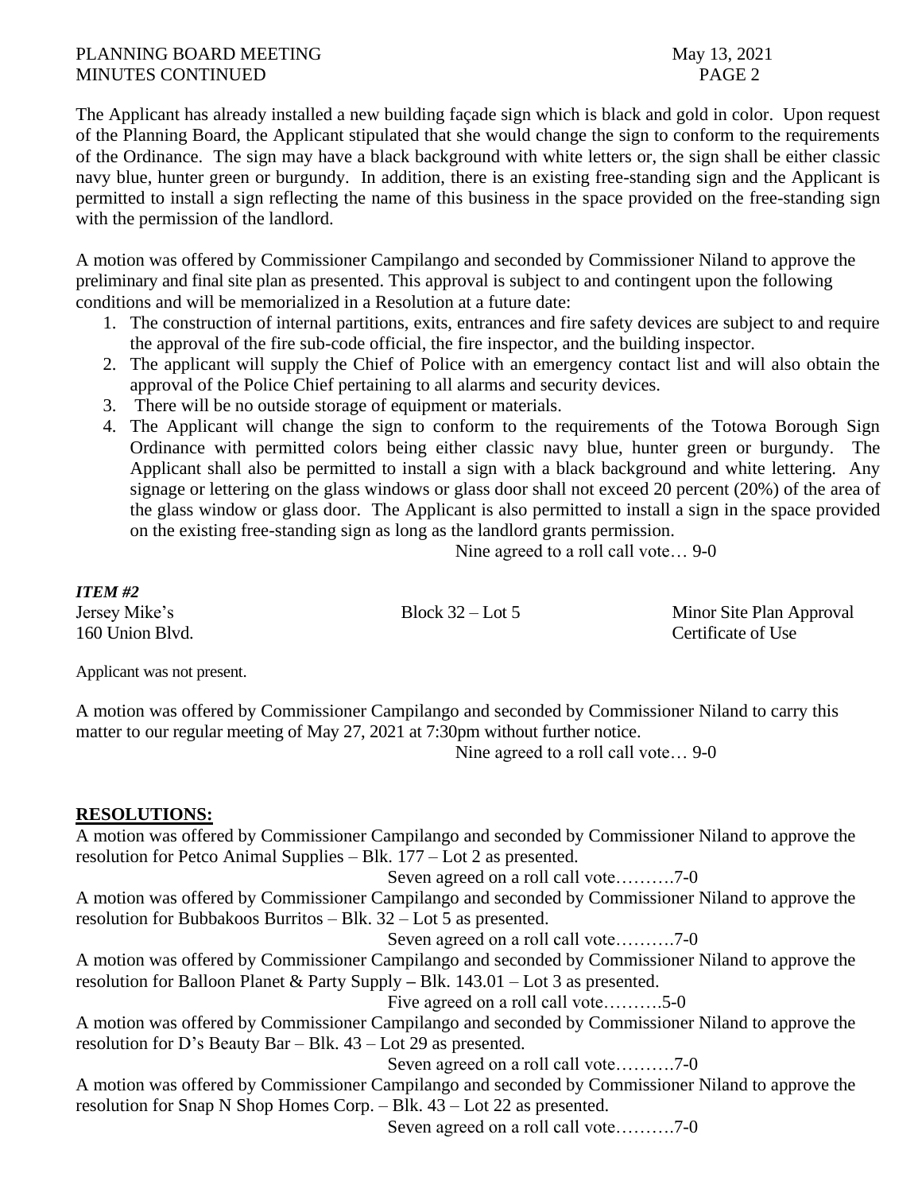The Applicant has already installed a new building façade sign which is black and gold in color. Upon request of the Planning Board, the Applicant stipulated that she would change the sign to conform to the requirements of the Ordinance. The sign may have a black background with white letters or, the sign shall be either classic navy blue, hunter green or burgundy. In addition, there is an existing free-standing sign and the Applicant is permitted to install a sign reflecting the name of this business in the space provided on the free-standing sign with the permission of the landlord.

A motion was offered by Commissioner Campilango and seconded by Commissioner Niland to approve the preliminary and final site plan as presented. This approval is subject to and contingent upon the following conditions and will be memorialized in a Resolution at a future date:

1. The construction of internal partitions, exits, entrances and fire safety devices are subject to and require the approval of the fire sub-code official, the fire inspector, and the building inspector.
2. The applicant will supply the Chief of Police with an emergency contact list and will also obtain the approval of the Police Chief pertaining to all alarms and security devices.
3. There will be no outside storage of equipment or materials.
4. The Applicant will change the sign to conform to the requirements of the Totowa Borough Sign Ordinance with permitted colors being either classic navy blue, hunter green or burgundy. The Applicant shall also be permitted to install a sign with a black background and white lettering. Any signage or lettering on the glass windows or glass door shall not exceed 20 percent (20%) of the area of the glass window or glass door. The Applicant is also permitted to install a sign in the space provided on the existing free-standing sign as long as the landlord grants permission.

Nine agreed to a roll call vote… 9-0

***ITEM #2***

Jersey Mike's | Block 32 – Lot 5 | Minor Site Plan Approval
160 Union Blvd. | | Certificate of Use

Applicant was not present.

A motion was offered by Commissioner Campilango and seconded by Commissioner Niland to carry this matter to our regular meeting of May 27, 2021 at 7:30pm without further notice.

Nine agreed to a roll call vote… 9-0

## RESOLUTIONS:

A motion was offered by Commissioner Campilango and seconded by Commissioner Niland to approve the resolution for Petco Animal Supplies – Blk. 177 – Lot 2 as presented.

Seven agreed on a roll call vote……….7-0

A motion was offered by Commissioner Campilango and seconded by Commissioner Niland to approve the resolution for Bubbakoos Burritos – Blk. 32 – Lot 5 as presented.

Seven agreed on a roll call vote……….7-0

A motion was offered by Commissioner Campilango and seconded by Commissioner Niland to approve the resolution for Balloon Planet & Party Supply – Blk. 143.01 – Lot 3 as presented.

Five agreed on a roll call vote……….5-0

A motion was offered by Commissioner Campilango and seconded by Commissioner Niland to approve the resolution for D's Beauty Bar – Blk. 43 – Lot 29 as presented.

Seven agreed on a roll call vote……….7-0

A motion was offered by Commissioner Campilango and seconded by Commissioner Niland to approve the resolution for Snap N Shop Homes Corp. – Blk. 43 – Lot 22 as presented.

Seven agreed on a roll call vote……….7-0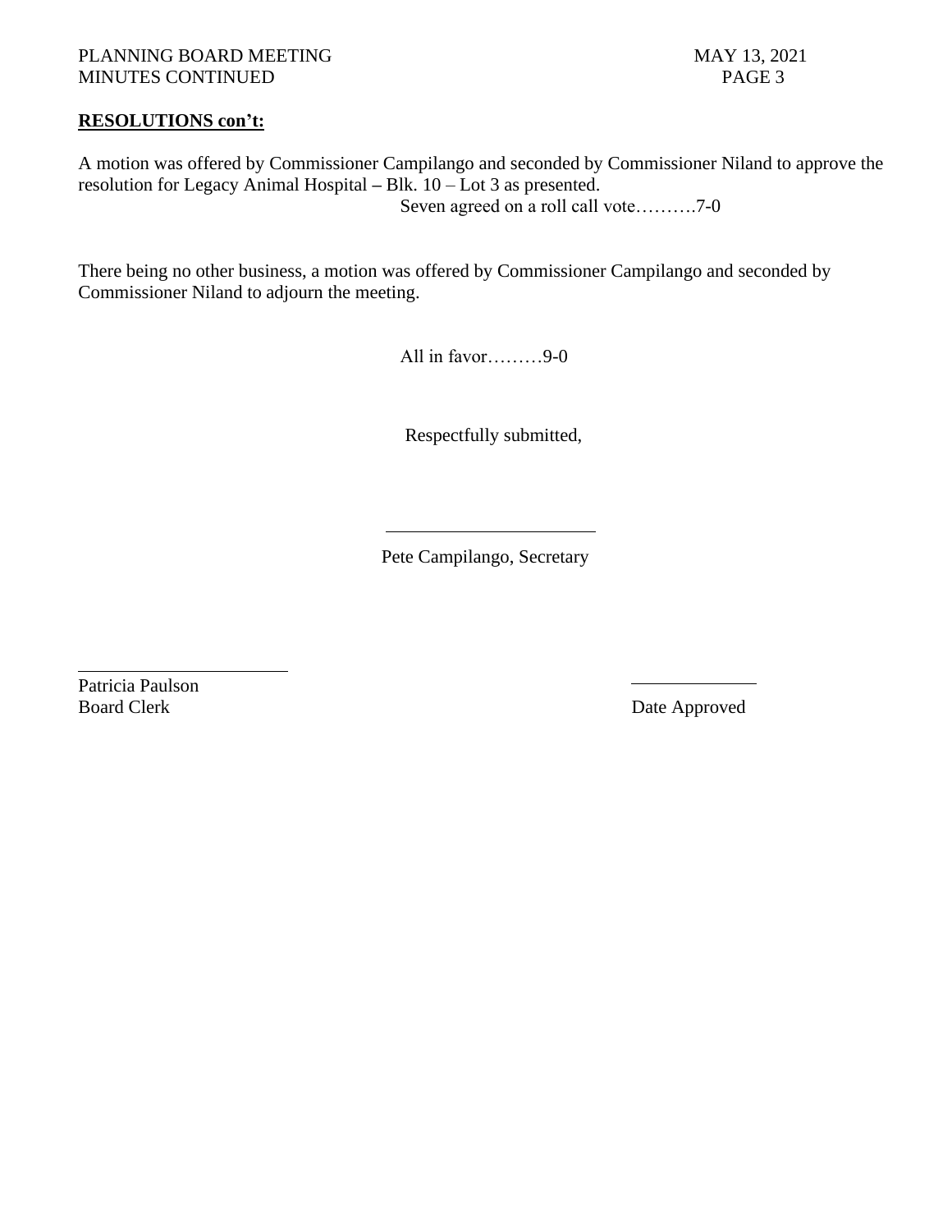**RESOLUTIONS con't:**

A motion was offered by Commissioner Campilango and seconded by Commissioner Niland to approve the resolution for Legacy Animal Hospital – Blk. 10 – Lot 3 as presented.

Seven agreed on a roll call vote……….7-0

There being no other business, a motion was offered by Commissioner Campilango and seconded by Commissioner Niland to adjourn the meeting.

All in favor………9-0

Respectfully submitted,

\_\_\_\_\_\_\_\_\_\_\_\_\_\_\_\_\_\_\_\_\_\_\_\_

Pete Campilango, Secretary

\_\_\_\_\_\_\_\_\_\_\_\_\_\_\_\_\_\_\_\_\_\_\_\_

Patricia Paulson
Board Clerk

\_\_\_\_\_\_\_\_\_\_\_\_\_\_

Date Approved